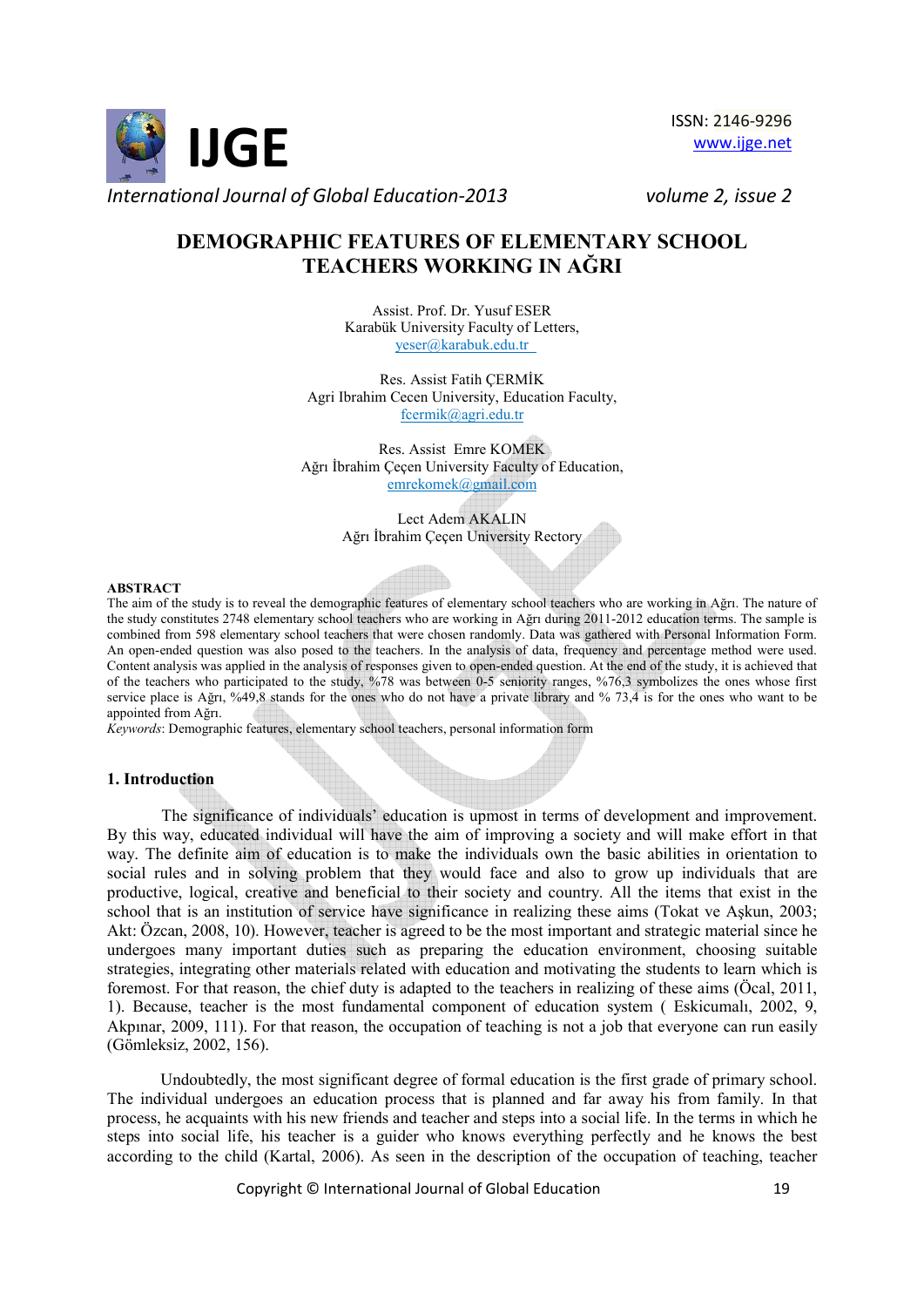# DEMOGRAPHIC FEATURES OF ELEMENTARY SCHOOL TEACHERS WORKING IN AĞRI

Assist. Prof. Dr. Yusuf ESER
Karabük University Faculty of Letters,
yeser@karabuk.edu.tr

Res. Assist Fatih ÇERMİK
Agri Ibrahim Cecen University, Education Faculty,
fcermik@agri.edu.tr

Res. Assist Emre KOMEK
Ağrı İbrahim Çeçen University Faculty of Education,
emrekomek@gmail.com

Lect Adem AKALIN
Ağrı İbrahim Çeçen University Rectory

**ABSTRACT**

The aim of the study is to reveal the demographic features of elementary school teachers who are working in Ağrı. The nature of the study constitutes 2748 elementary school teachers who are working in Ağrı during 2011-2012 education terms. The sample is combined from 598 elementary school teachers that were chosen randomly. Data was gathered with Personal Information Form. An open-ended question was also posed to the teachers. In the analysis of data, frequency and percentage method were used. Content analysis was applied in the analysis of responses given to open-ended question. At the end of the study, it is achieved that of the teachers who participated to the study, %78 was between 0-5 seniority ranges, %76,3 symbolizes the ones whose first service place is Ağrı, %49,8 stands for the ones who do not have a private library and % 73,4 is for the ones who want to be appointed from Ağrı.

*Keywords*: Demographic features, elementary school teachers, personal information form

## 1. Introduction

The significance of individuals' education is upmost in terms of development and improvement. By this way, educated individual will have the aim of improving a society and will make effort in that way. The definite aim of education is to make the individuals own the basic abilities in orientation to social rules and in solving problem that they would face and also to grow up individuals that are productive, logical, creative and beneficial to their society and country. All the items that exist in the school that is an institution of service have significance in realizing these aims (Tokat ve Aşkun, 2003; Akt: Özcan, 2008, 10). However, teacher is agreed to be the most important and strategic material since he undergoes many important duties such as preparing the education environment, choosing suitable strategies, integrating other materials related with education and motivating the students to learn which is foremost. For that reason, the chief duty is adapted to the teachers in realizing of these aims (Öcal, 2011, 1). Because, teacher is the most fundamental component of education system ( Eskicumalı, 2002, 9, Akpınar, 2009, 111). For that reason, the occupation of teaching is not a job that everyone can run easily (Gömleksiz, 2002, 156).

Undoubtedly, the most significant degree of formal education is the first grade of primary school. The individual undergoes an education process that is planned and far away his from family. In that process, he acquaints with his new friends and teacher and steps into a social life. In the terms in which he steps into social life, his teacher is a guider who knows everything perfectly and he knows the best according to the child (Kartal, 2006). As seen in the description of the occupation of teaching, teacher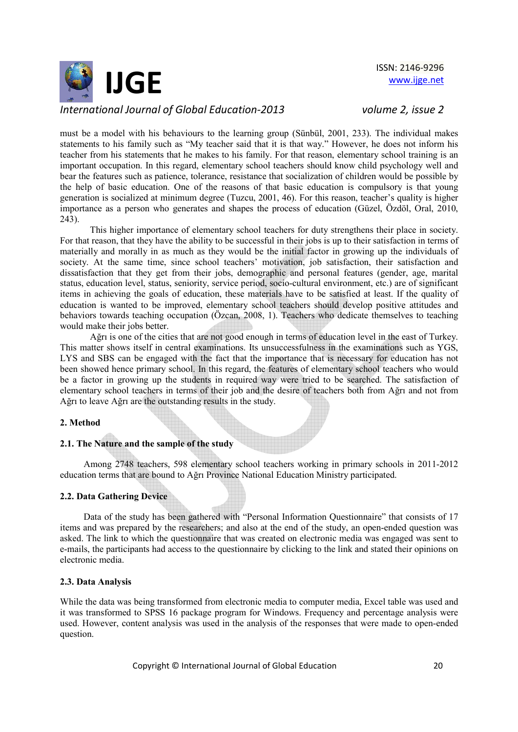must be a model with his behaviours to the learning group (Sünbül, 2001, 233). The individual makes statements to his family such as "My teacher said that it is that way." However, he does not inform his teacher from his statements that he makes to his family. For that reason, elementary school training is an important occupation. In this regard, elementary school teachers should know child psychology well and bear the features such as patience, tolerance, resistance that socialization of children would be possible by the help of basic education. One of the reasons of that basic education is compulsory is that young generation is socialized at minimum degree (Tuzcu, 2001, 46). For this reason, teacher's quality is higher importance as a person who generates and shapes the process of education (Güzel, Özdöl, Oral, 2010, 243).

This higher importance of elementary school teachers for duty strengthens their place in society. For that reason, that they have the ability to be successful in their jobs is up to their satisfaction in terms of materially and morally in as much as they would be the initial factor in growing up the individuals of society. At the same time, since school teachers' motivation, job satisfaction, their satisfaction and dissatisfaction that they get from their jobs, demographic and personal features (gender, age, marital status, education level, status, seniority, service period, socio-cultural environment, etc.) are of significant items in achieving the goals of education, these materials have to be satisfied at least. If the quality of education is wanted to be improved, elementary school teachers should develop positive attitudes and behaviors towards teaching occupation (Özcan, 2008, 1). Teachers who dedicate themselves to teaching would make their jobs better.

Ağrı is one of the cities that are not good enough in terms of education level in the east of Turkey. This matter shows itself in central examinations. Its unsuccessfulness in the examinations such as YGS, LYS and SBS can be engaged with the fact that the importance that is necessary for education has not been showed hence primary school. In this regard, the features of elementary school teachers who would be a factor in growing up the students in required way were tried to be searched. The satisfaction of elementary school teachers in terms of their job and the desire of teachers both from Ağrı and not from Ağrı to leave Ağrı are the outstanding results in the study.

## 2. Method

### 2.1. The Nature and the sample of the study

Among 2748 teachers, 598 elementary school teachers working in primary schools in 2011-2012 education terms that are bound to Ağrı Province National Education Ministry participated.

### 2.2. Data Gathering Device

Data of the study has been gathered with "Personal Information Questionnaire" that consists of 17 items and was prepared by the researchers; and also at the end of the study, an open-ended question was asked. The link to which the questionnaire that was created on electronic media was engaged was sent to e-mails, the participants had access to the questionnaire by clicking to the link and stated their opinions on electronic media.

### 2.3. Data Analysis

While the data was being transformed from electronic media to computer media, Excel table was used and it was transformed to SPSS 16 package program for Windows. Frequency and percentage analysis were used. However, content analysis was used in the analysis of the responses that were made to open-ended question.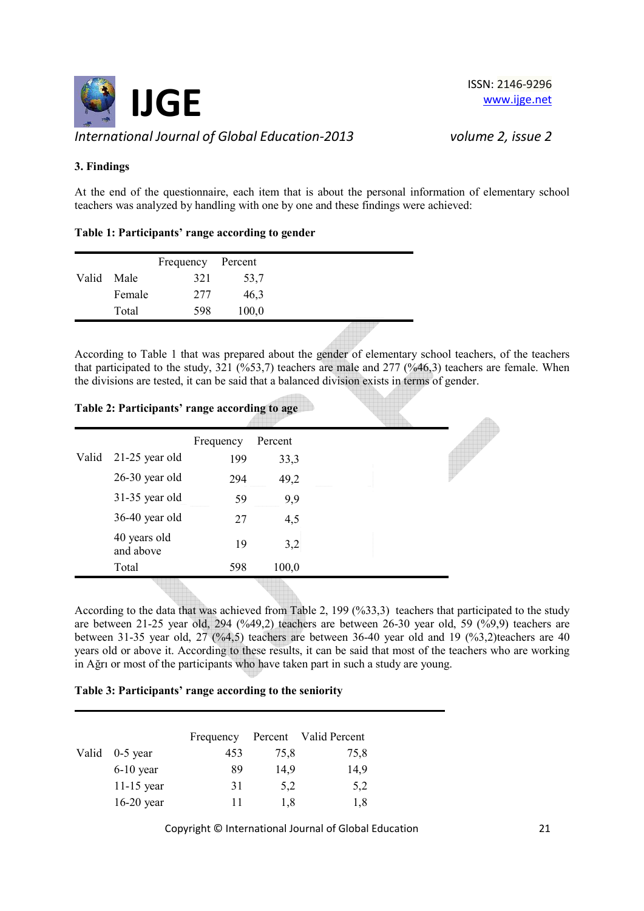## 3. Findings

At the end of the questionnaire, each item that is about the personal information of elementary school teachers was analyzed by handling with one by one and these findings were achieved:

**Table 1: Participants' range according to gender**

| | | Frequency | Percent |
|---|---|---|---|
| Valid | Male | 321 | 53,7 |
| | Female | 277 | 46,3 |
| | Total | 598 | 100,0 |

According to Table 1 that was prepared about the gender of elementary school teachers, of the teachers that participated to the study, 321 (%53,7) teachers are male and 277 (%46,3) teachers are female. When the divisions are tested, it can be said that a balanced division exists in terms of gender.

**Table 2: Participants' range according to age**

| | | Frequency | Percent |
|---|---|---|---|
| Valid | 21-25 year old | 199 | 33,3 |
| | 26-30 year old | 294 | 49,2 |
| | 31-35 year old | 59 | 9,9 |
| | 36-40 year old | 27 | 4,5 |
| | 40 years old and above | 19 | 3,2 |
| | Total | 598 | 100,0 |

According to the data that was achieved from Table 2, 199 (%33,3) teachers that participated to the study are between 21-25 year old, 294 (%49,2) teachers are between 26-30 year old, 59 (%9,9) teachers are between 31-35 year old, 27 (%4,5) teachers are between 36-40 year old and 19 (%3,2)teachers are 40 years old or above it. According to these results, it can be said that most of the teachers who are working in Ağrı or most of the participants who have taken part in such a study are young.

**Table 3: Participants' range according to the seniority**

| | | Frequency | Percent | Valid Percent |
|---|---|---|---|---|
| Valid | 0-5 year | 453 | 75,8 | 75,8 |
| | 6-10 year | 89 | 14,9 | 14,9 |
| | 11-15 year | 31 | 5,2 | 5,2 |
| | 16-20 year | 11 | 1,8 | 1,8 |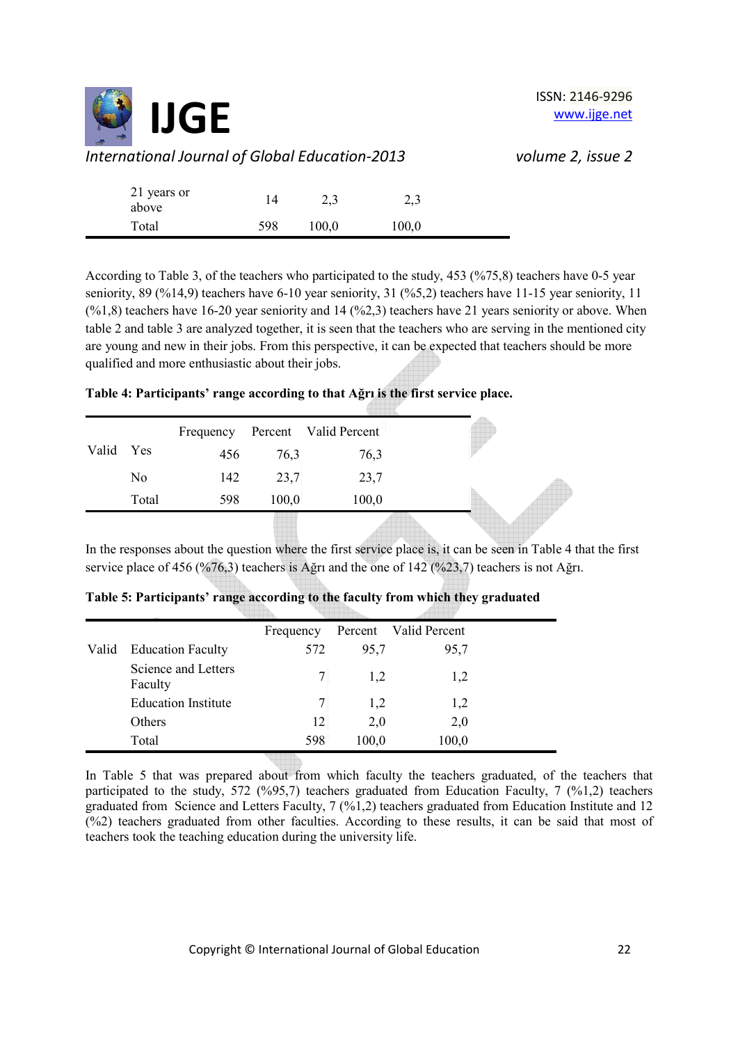| | Frequency | Percent | Valid Percent |
|---|---|---|---|
| 21 years or above | 14 | 2,3 | 2,3 |
| Total | 598 | 100,0 | 100,0 |

According to Table 3, of the teachers who participated to the study, 453 (%75,8) teachers have 0-5 year seniority, 89 (%14,9) teachers have 6-10 year seniority, 31 (%5,2) teachers have 11-15 year seniority, 11 (%1,8) teachers have 16-20 year seniority and 14 (%2,3) teachers have 21 years seniority or above. When table 2 and table 3 are analyzed together, it is seen that the teachers who are serving in the mentioned city are young and new in their jobs. From this perspective, it can be expected that teachers should be more qualified and more enthusiastic about their jobs.

**Table 4: Participants' range according to that Ağrı is the first service place.**

| | | Frequency | Percent | Valid Percent |
|---|---|---|---|---|
| Valid | Yes | 456 | 76,3 | 76,3 |
| | No | 142 | 23,7 | 23,7 |
| | Total | 598 | 100,0 | 100,0 |

In the responses about the question where the first service place is, it can be seen in Table 4 that the first service place of 456 (%76,3) teachers is Ağrı and the one of 142 (%23,7) teachers is not Ağrı.

**Table 5: Participants' range according to the faculty from which they graduated**

| | | Frequency | Percent | Valid Percent |
|---|---|---|---|---|
| Valid | Education Faculty | 572 | 95,7 | 95,7 |
| | Science and Letters Faculty | 7 | 1,2 | 1,2 |
| | Education Institute | 7 | 1,2 | 1,2 |
| | Others | 12 | 2,0 | 2,0 |
| | Total | 598 | 100,0 | 100,0 |

In Table 5 that was prepared about from which faculty the teachers graduated, of the teachers that participated to the study, 572 (%95,7) teachers graduated from Education Faculty, 7 (%1,2) teachers graduated from Science and Letters Faculty, 7 (%1,2) teachers graduated from Education Institute and 12 (%2) teachers graduated from other faculties. According to these results, it can be said that most of teachers took the teaching education during the university life.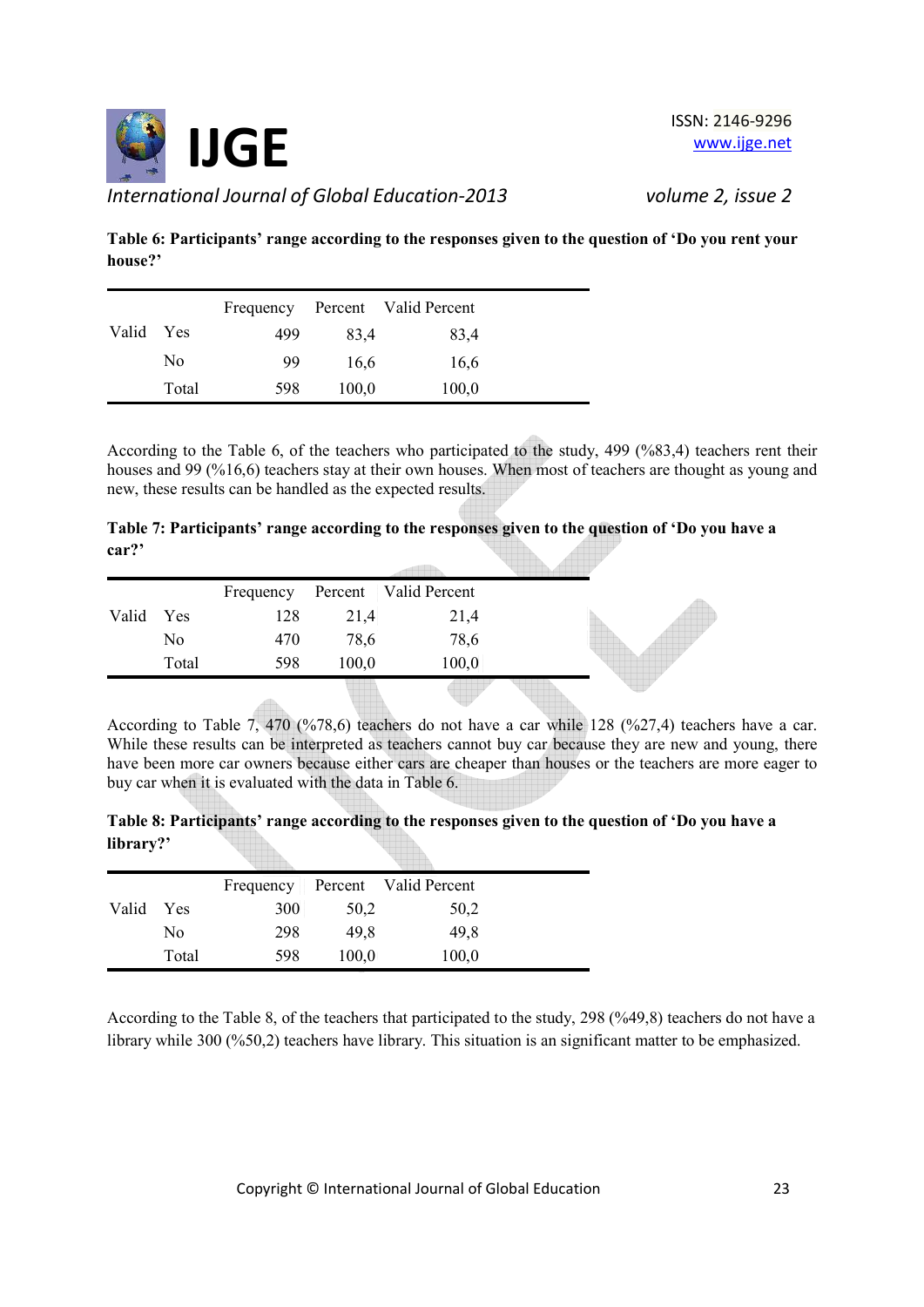**Table 6: Participants' range according to the responses given to the question of 'Do you rent your house?'**

| | | Frequency | Percent | Valid Percent |
|---|---|---|---|---|
| Valid | Yes | 499 | 83,4 | 83,4 |
| | No | 99 | 16,6 | 16,6 |
| | Total | 598 | 100,0 | 100,0 |

According to the Table 6, of the teachers who participated to the study, 499 (%83,4) teachers rent their houses and 99 (%16,6) teachers stay at their own houses. When most of teachers are thought as young and new, these results can be handled as the expected results.

**Table 7: Participants' range according to the responses given to the question of 'Do you have a car?'**

| | | Frequency | Percent | Valid Percent |
|---|---|---|---|---|
| Valid | Yes | 128 | 21,4 | 21,4 |
| | No | 470 | 78,6 | 78,6 |
| | Total | 598 | 100,0 | 100,0 |

According to Table 7, 470 (%78,6) teachers do not have a car while 128 (%27,4) teachers have a car. While these results can be interpreted as teachers cannot buy car because they are new and young, there have been more car owners because either cars are cheaper than houses or the teachers are more eager to buy car when it is evaluated with the data in Table 6.

**Table 8: Participants' range according to the responses given to the question of 'Do you have a library?'**

| | | Frequency | Percent | Valid Percent |
|---|---|---|---|---|
| Valid | Yes | 300 | 50,2 | 50,2 |
| | No | 298 | 49,8 | 49,8 |
| | Total | 598 | 100,0 | 100,0 |

According to the Table 8, of the teachers that participated to the study, 298 (%49,8) teachers do not have a library while 300 (%50,2) teachers have library. This situation is an significant matter to be emphasized.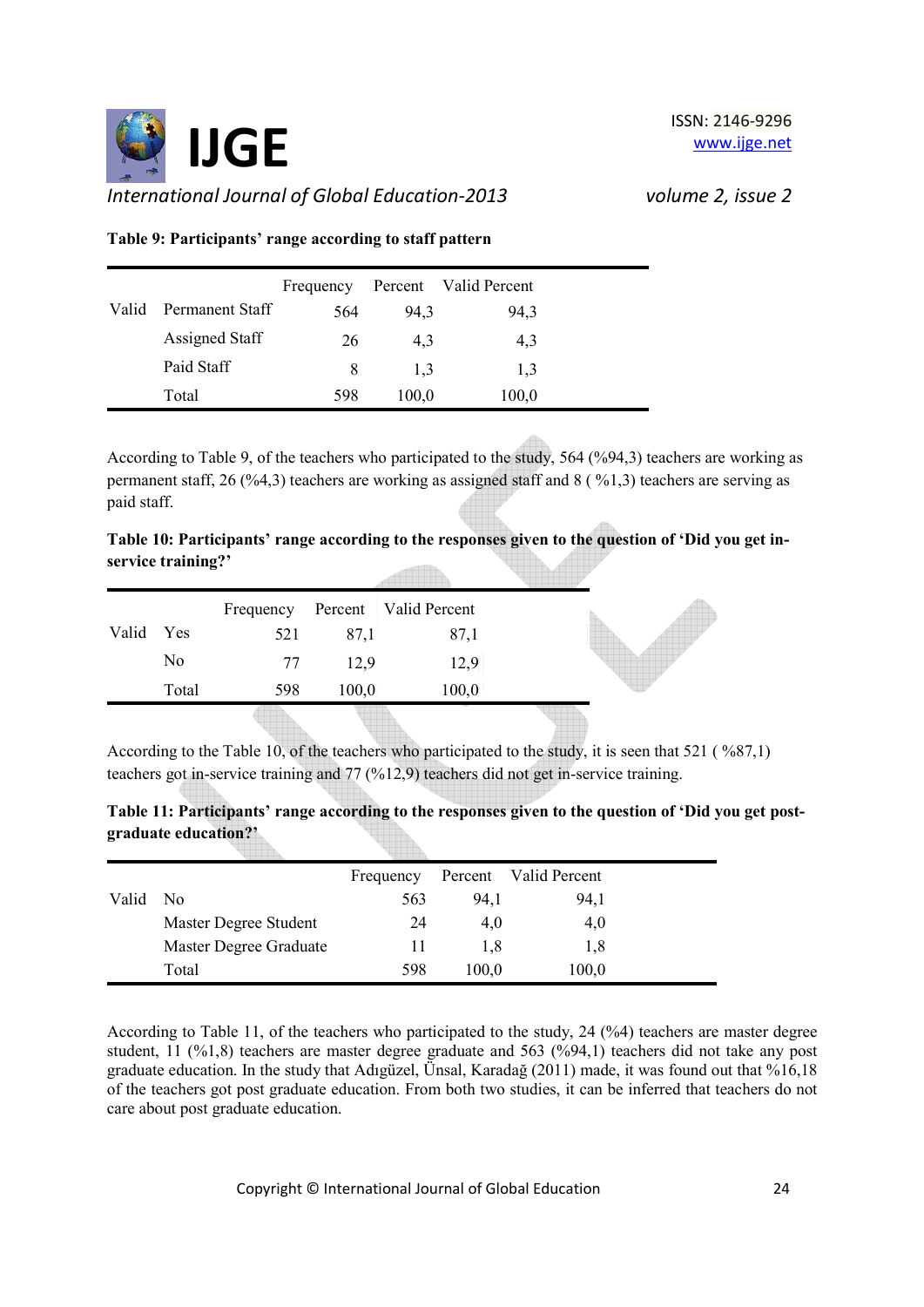**Table 9: Participants' range according to staff pattern**

| | | Frequency | Percent | Valid Percent |
|---|---|---|---|---|
| Valid | Permanent Staff | 564 | 94,3 | 94,3 |
| | Assigned Staff | 26 | 4,3 | 4,3 |
| | Paid Staff | 8 | 1,3 | 1,3 |
| | Total | 598 | 100,0 | 100,0 |

According to Table 9, of the teachers who participated to the study, 564 (%94,3) teachers are working as permanent staff, 26 (%4,3) teachers are working as assigned staff and 8 ( %1,3) teachers are serving as paid staff.

**Table 10: Participants' range according to the responses given to the question of 'Did you get in-service training?'**

| | | Frequency | Percent | Valid Percent |
|---|---|---|---|---|
| Valid | Yes | 521 | 87,1 | 87,1 |
| | No | 77 | 12,9 | 12,9 |
| | Total | 598 | 100,0 | 100,0 |

According to the Table 10, of the teachers who participated to the study, it is seen that 521 ( %87,1) teachers got in-service training and 77 (%12,9) teachers did not get in-service training.

**Table 11: Participants' range according to the responses given to the question of 'Did you get post-graduate education?'**

| | | Frequency | Percent | Valid Percent |
|---|---|---|---|---|
| Valid | No | 563 | 94,1 | 94,1 |
| | Master Degree Student | 24 | 4,0 | 4,0 |
| | Master Degree Graduate | 11 | 1,8 | 1,8 |
| | Total | 598 | 100,0 | 100,0 |

According to Table 11, of the teachers who participated to the study, 24 (%4) teachers are master degree student, 11 (%1,8) teachers are master degree graduate and 563 (%94,1) teachers did not take any post graduate education. In the study that Adıgüzel, Ünsal, Karadağ (2011) made, it was found out that %16,18 of the teachers got post graduate education. From both two studies, it can be inferred that teachers do not care about post graduate education.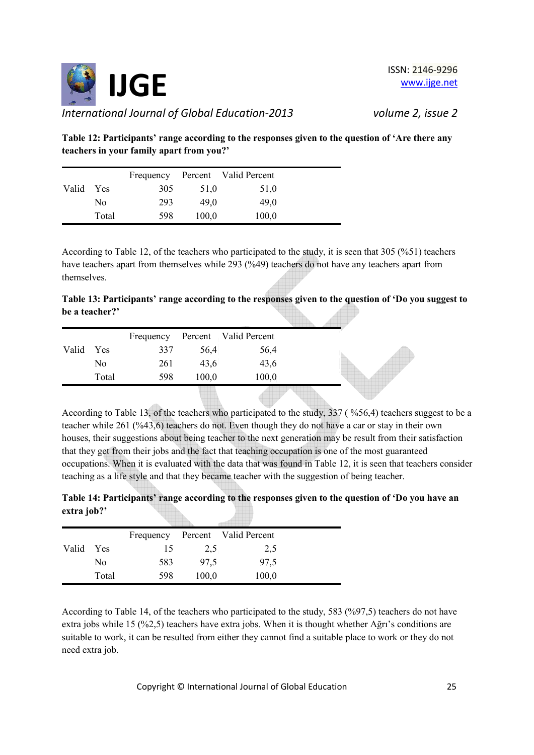**Table 12: Participants' range according to the responses given to the question of 'Are there any teachers in your family apart from you?'**

| | | Frequency | Percent | Valid Percent |
|---|---|---|---|---|
| Valid | Yes | 305 | 51,0 | 51,0 |
| | No | 293 | 49,0 | 49,0 |
| | Total | 598 | 100,0 | 100,0 |

According to Table 12, of the teachers who participated to the study, it is seen that 305 (%51) teachers have teachers apart from themselves while 293 (%49) teachers do not have any teachers apart from themselves.

**Table 13: Participants' range according to the responses given to the question of 'Do you suggest to be a teacher?'**

| | | Frequency | Percent | Valid Percent |
|---|---|---|---|---|
| Valid | Yes | 337 | 56,4 | 56,4 |
| | No | 261 | 43,6 | 43,6 |
| | Total | 598 | 100,0 | 100,0 |

According to Table 13, of the teachers who participated to the study, 337 ( %56,4) teachers suggest to be a teacher while 261 (%43,6) teachers do not. Even though they do not have a car or stay in their own houses, their suggestions about being teacher to the next generation may be result from their satisfaction that they get from their jobs and the fact that teaching occupation is one of the most guaranteed occupations. When it is evaluated with the data that was found in Table 12, it is seen that teachers consider teaching as a life style and that they became teacher with the suggestion of being teacher.

**Table 14: Participants' range according to the responses given to the question of 'Do you have an extra job?'**

| | | Frequency | Percent | Valid Percent |
|---|---|---|---|---|
| Valid | Yes | 15 | 2,5 | 2,5 |
| | No | 583 | 97,5 | 97,5 |
| | Total | 598 | 100,0 | 100,0 |

According to Table 14, of the teachers who participated to the study, 583 (%97,5) teachers do not have extra jobs while 15 (%2,5) teachers have extra jobs. When it is thought whether Ağrı's conditions are suitable to work, it can be resulted from either they cannot find a suitable place to work or they do not need extra job.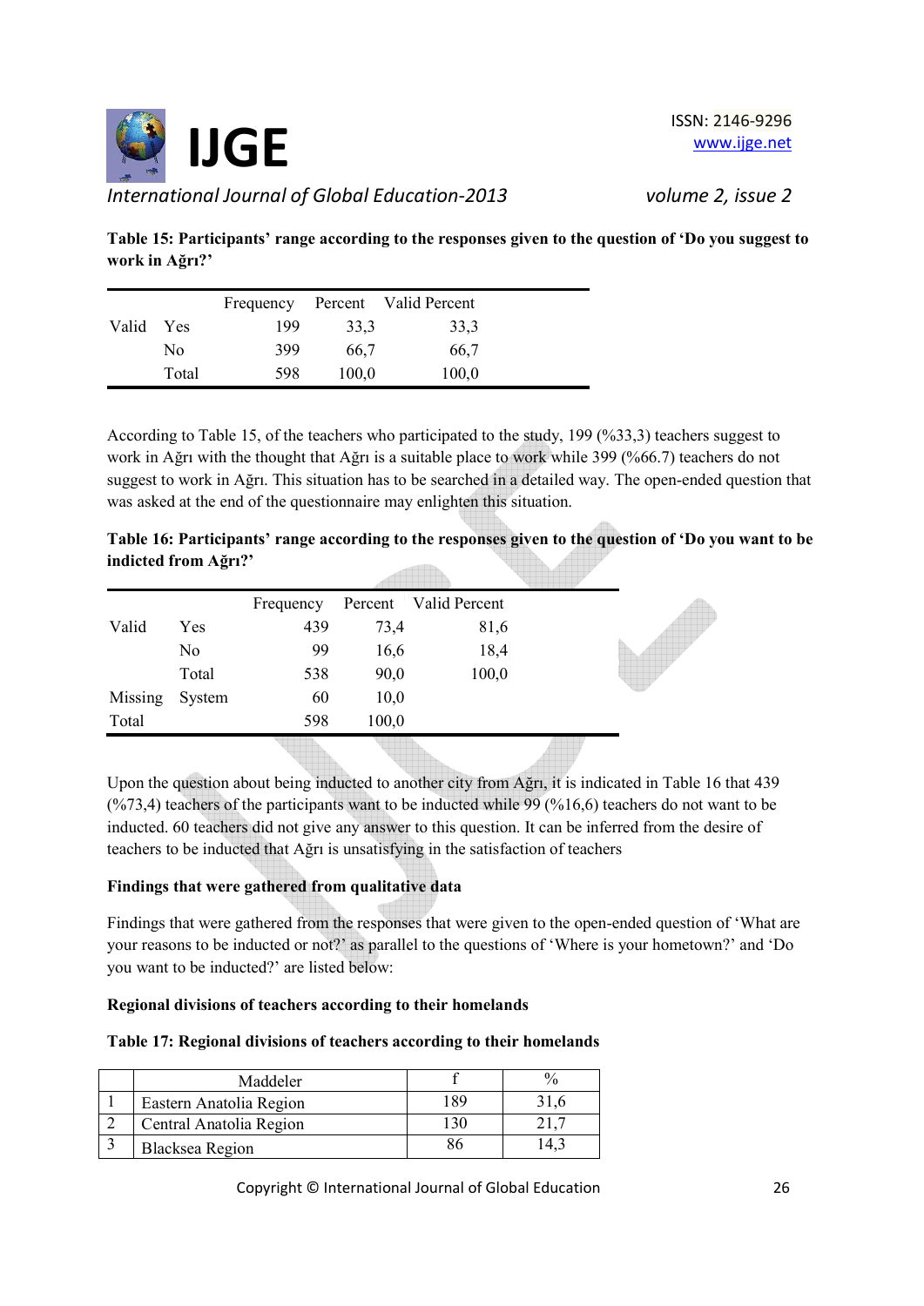**Table 15: Participants' range according to the responses given to the question of 'Do you suggest to work in Ağrı?'**

| | | Frequency | Percent | Valid Percent |
|---|---|---|---|---|
| Valid | Yes | 199 | 33,3 | 33,3 |
| | No | 399 | 66,7 | 66,7 |
| | Total | 598 | 100,0 | 100,0 |

According to Table 15, of the teachers who participated to the study, 199 (%33,3) teachers suggest to work in Ağrı with the thought that Ağrı is a suitable place to work while 399 (%66.7) teachers do not suggest to work in Ağrı. This situation has to be searched in a detailed way. The open-ended question that was asked at the end of the questionnaire may enlighten this situation.

**Table 16: Participants' range according to the responses given to the question of 'Do you want to be indicted from Ağrı?'**

| | | Frequency | Percent | Valid Percent |
|---|---|---|---|---|
| Valid | Yes | 439 | 73,4 | 81,6 |
| | No | 99 | 16,6 | 18,4 |
| | Total | 538 | 90,0 | 100,0 |
| Missing | System | 60 | 10,0 | |
| Total | | 598 | 100,0 | |

Upon the question about being inducted to another city from Ağrı, it is indicated in Table 16 that 439 (%73,4) teachers of the participants want to be inducted while 99 (%16,6) teachers do not want to be inducted. 60 teachers did not give any answer to this question. It can be inferred from the desire of teachers to be inducted that Ağrı is unsatisfying in the satisfaction of teachers

**Findings that were gathered from qualitative data**

Findings that were gathered from the responses that were given to the open-ended question of 'What are your reasons to be inducted or not?' as parallel to the questions of 'Where is your hometown?' and 'Do you want to be inducted?' are listed below:

**Regional divisions of teachers according to their homelands**

**Table 17: Regional divisions of teachers according to their homelands**

| | Maddeler | f | % |
|---|---|---|---|
| 1 | Eastern Anatolia Region | 189 | 31,6 |
| 2 | Central Anatolia Region | 130 | 21,7 |
| 3 | Blacksea Region | 86 | 14,3 |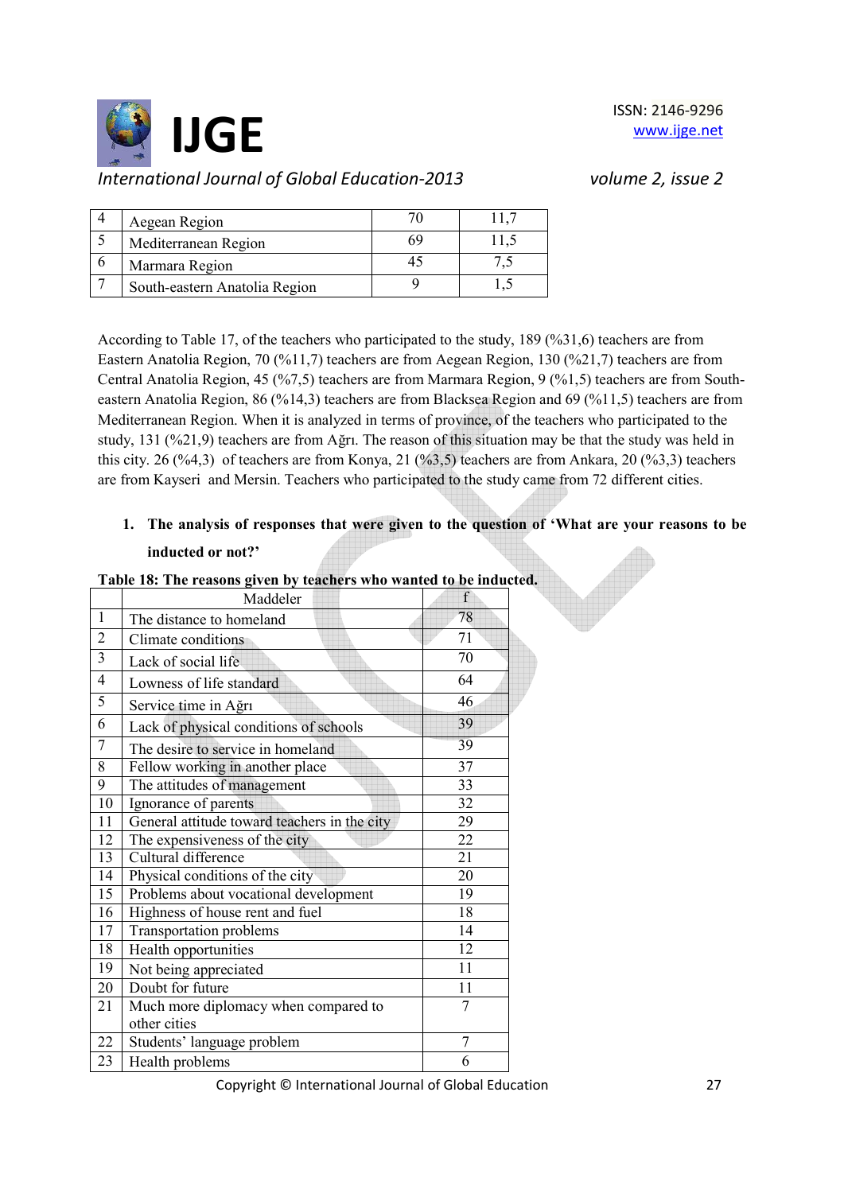| 4 | Aegean Region | 70 | 11,7 |
|---|---|---|---|
| 5 | Mediterranean Region | 69 | 11,5 |
| 6 | Marmara Region | 45 | 7,5 |
| 7 | South-eastern Anatolia Region | 9 | 1,5 |

According to Table 17, of the teachers who participated to the study, 189 (%31,6) teachers are from Eastern Anatolia Region, 70 (%11,7) teachers are from Aegean Region, 130 (%21,7) teachers are from Central Anatolia Region, 45 (%7,5) teachers are from Marmara Region, 9 (%1,5) teachers are from South-eastern Anatolia Region, 86 (%14,3) teachers are from Blacksea Region and 69 (%11,5) teachers are from Mediterranean Region. When it is analyzed in terms of province, of the teachers who participated to the study, 131 (%21,9) teachers are from Ağrı. The reason of this situation may be that the study was held in this city. 26 (%4,3) of teachers are from Konya, 21 (%3,5) teachers are from Ankara, 20 (%3,3) teachers are from Kayseri and Mersin. Teachers who participated to the study came from 72 different cities.

1. **The analysis of responses that were given to the question of 'What are your reasons to be inducted or not?'**

**Table 18: The reasons given by teachers who wanted to be inducted.**

| | Maddeler | f |
|---|---|---|
| 1 | The distance to homeland | 78 |
| 2 | Climate conditions | 71 |
| 3 | Lack of social life | 70 |
| 4 | Lowness of life standard | 64 |
| 5 | Service time in Ağrı | 46 |
| 6 | Lack of physical conditions of schools | 39 |
| 7 | The desire to service in homeland | 39 |
| 8 | Fellow working in another place | 37 |
| 9 | The attitudes of management | 33 |
| 10 | Ignorance of parents | 32 |
| 11 | General attitude toward teachers in the city | 29 |
| 12 | The expensiveness of the city | 22 |
| 13 | Cultural difference | 21 |
| 14 | Physical conditions of the city | 20 |
| 15 | Problems about vocational development | 19 |
| 16 | Highness of house rent and fuel | 18 |
| 17 | Transportation problems | 14 |
| 18 | Health opportunities | 12 |
| 19 | Not being appreciated | 11 |
| 20 | Doubt for future | 11 |
| 21 | Much more diplomacy when compared to other cities | 7 |
| 22 | Students' language problem | 7 |
| 23 | Health problems | 6 |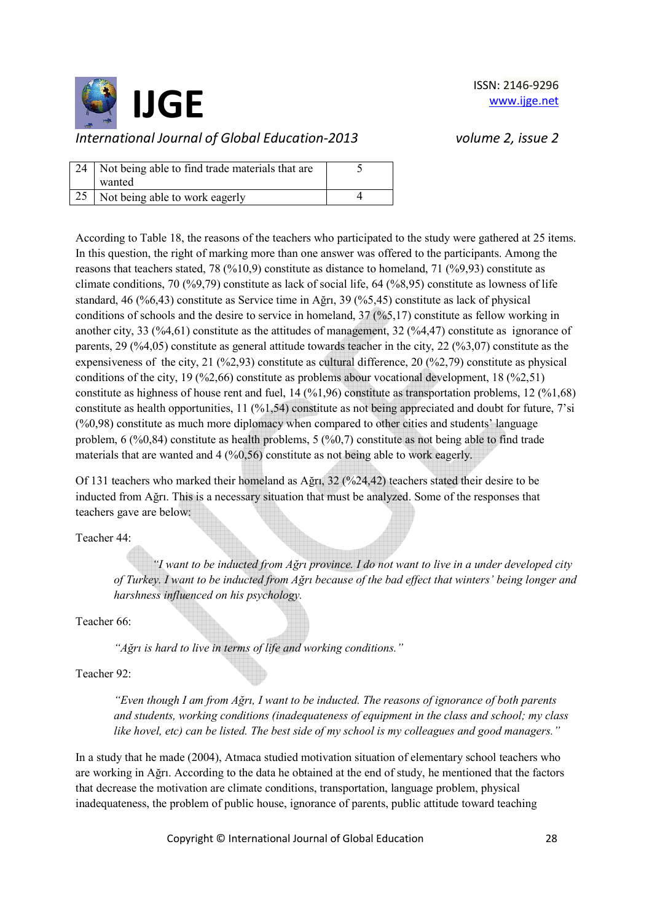| 24 | Not being able to find trade materials that are wanted | 5 |
|---|---|---|
| 25 | Not being able to work eagerly | 4 |

According to Table 18, the reasons of the teachers who participated to the study were gathered at 25 items. In this question, the right of marking more than one answer was offered to the participants. Among the reasons that teachers stated, 78 (%10,9) constitute as distance to homeland, 71 (%9,93) constitute as climate conditions, 70 (%9,79) constitute as lack of social life, 64 (%8,95) constitute as lowness of life standard, 46 (%6,43) constitute as Service time in Ağrı, 39 (%5,45) constitute as lack of physical conditions of schools and the desire to service in homeland, 37 (%5,17) constitute as fellow working in another city, 33 (%4,61) constitute as the attitudes of management, 32 (%4,47) constitute as ignorance of parents, 29 (%4,05) constitute as general attitude towards teacher in the city, 22 (%3,07) constitute as the expensiveness of the city, 21 (%2,93) constitute as cultural difference, 20 (%2,79) constitute as physical conditions of the city, 19 (%2,66) constitute as problems abour vocational development, 18 (%2,51) constitute as highness of house rent and fuel, 14 (%1,96) constitute as transportation problems, 12 (%1,68) constitute as health opportunities, 11 (%1,54) constitute as not being appreciated and doubt for future, 7'si (%0,98) constitute as much more diplomacy when compared to other cities and students' language problem, 6 (%0,84) constitute as health problems, 5 (%0,7) constitute as not being able to find trade materials that are wanted and 4 (%0,56) constitute as not being able to work eagerly.

Of 131 teachers who marked their homeland as Ağrı, 32 (%24,42) teachers stated their desire to be inducted from Ağrı. This is a necessary situation that must be analyzed. Some of the responses that teachers gave are below:

Teacher 44:

> *"I want to be inducted from Ağrı province. I do not want to live in a under developed city of Turkey. I want to be inducted from Ağrı because of the bad effect that winters' being longer and harshness influenced on his psychology.*

Teacher 66:

> *"Ağrı is hard to live in terms of life and working conditions."*

Teacher 92:

> *"Even though I am from Ağrı, I want to be inducted. The reasons of ignorance of both parents and students, working conditions (inadequateness of equipment in the class and school; my class like hovel, etc) can be listed. The best side of my school is my colleagues and good managers."*

In a study that he made (2004), Atmaca studied motivation situation of elementary school teachers who are working in Ağrı. According to the data he obtained at the end of study, he mentioned that the factors that decrease the motivation are climate conditions, transportation, language problem, physical inadequateness, the problem of public house, ignorance of parents, public attitude toward teaching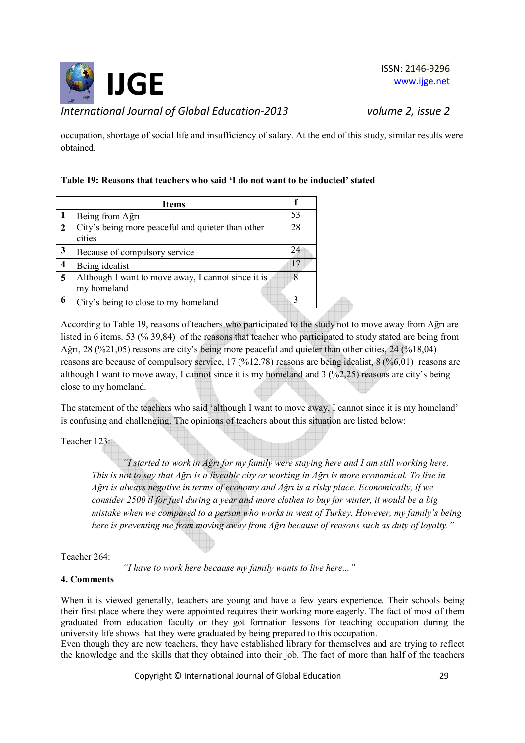occupation, shortage of social life and insufficiency of salary. At the end of this study, similar results were obtained.

**Table 19: Reasons that teachers who said 'I do not want to be inducted' stated**

| | Items | f |
|---|---|---|
| **1** | Being from Ağrı | 53 |
| **2** | City's being more peaceful and quieter than other cities | 28 |
| **3** | Because of compulsory service | 24 |
| **4** | Being idealist | 17 |
| **5** | Although I want to move away, I cannot since it is my homeland | 8 |
| **6** | City's being to close to my homeland | 3 |

According to Table 19, reasons of teachers who participated to the study not to move away from Ağrı are listed in 6 items. 53 (% 39,84) of the reasons that teacher who participated to study stated are being from Ağrı, 28 (%21,05) reasons are city's being more peaceful and quieter than other cities, 24 (%18,04) reasons are because of compulsory service, 17 (%12,78) reasons are being idealist, 8 (%6,01) reasons are although I want to move away, I cannot since it is my homeland and 3 (%2,25) reasons are city's being close to my homeland.

The statement of the teachers who said 'although I want to move away, I cannot since it is my homeland' is confusing and challenging. The opinions of teachers about this situation are listed below:

Teacher 123:

> *"I started to work in Ağrı for my family were staying here and I am still working here. This is not to say that Ağrı is a liveable city or working in Ağrı is more economical. To live in Ağrı is always negative in terms of economy and Ağrı is a risky place. Economically, if we consider 2500 tl for fuel during a year and more clothes to buy for winter, it would be a big mistake when we compared to a person who works in west of Turkey. However, my family's being here is preventing me from moving away from Ağrı because of reasons such as duty of loyalty."*

Teacher 264:

> *"I have to work here because my family wants to live here..."*

**4. Comments**

When it is viewed generally, teachers are young and have a few years experience. Their schools being their first place where they were appointed requires their working more eagerly. The fact of most of them graduated from education faculty or they got formation lessons for teaching occupation during the university life shows that they were graduated by being prepared to this occupation.
Even though they are new teachers, they have established library for themselves and are trying to reflect the knowledge and the skills that they obtained into their job. The fact of more than half of the teachers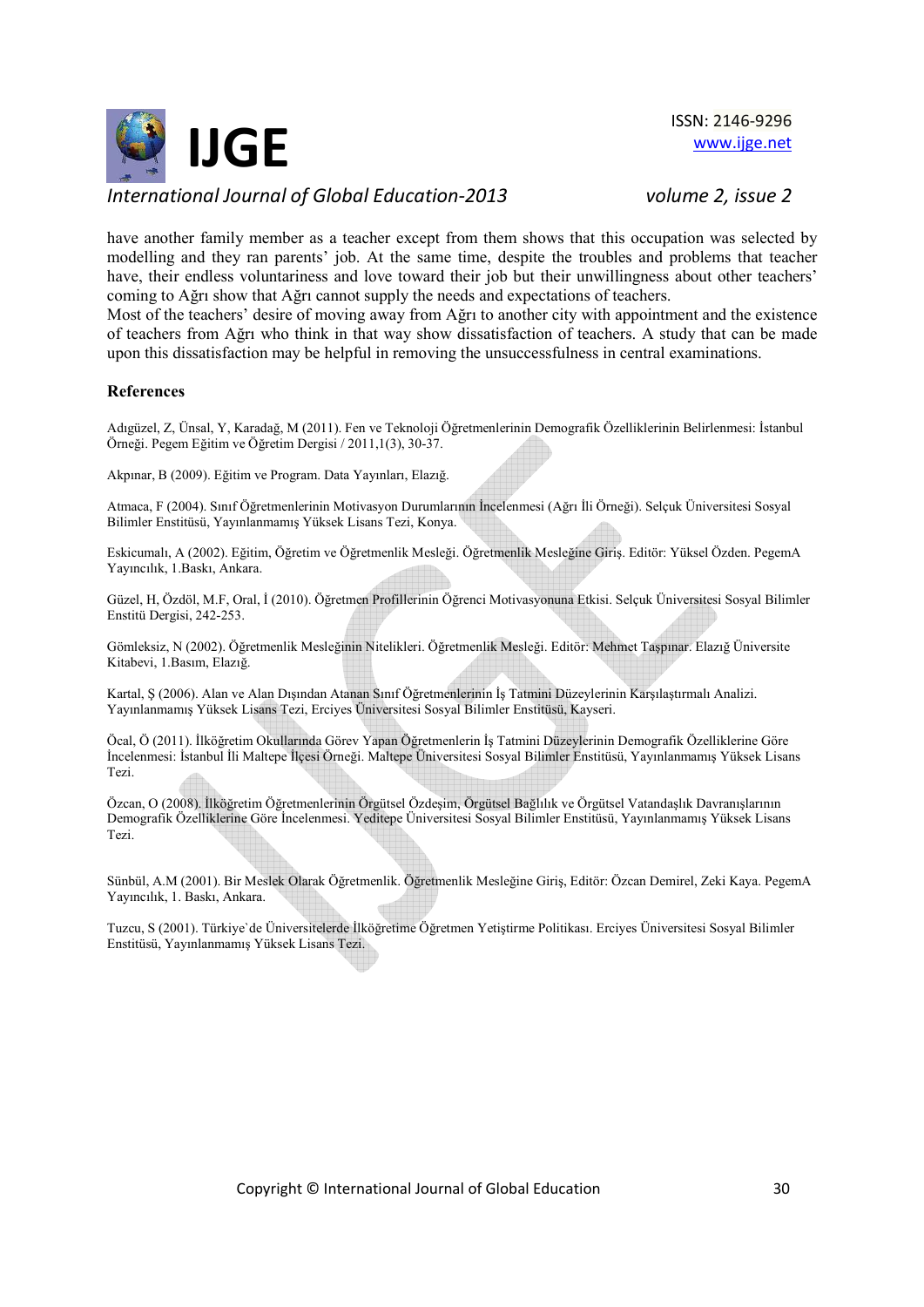have another family member as a teacher except from them shows that this occupation was selected by modelling and they ran parents' job. At the same time, despite the troubles and problems that teacher have, their endless voluntariness and love toward their job but their unwillingness about other teachers' coming to Ağrı show that Ağrı cannot supply the needs and expectations of teachers.
Most of the teachers' desire of moving away from Ağrı to another city with appointment and the existence of teachers from Ağrı who think in that way show dissatisfaction of teachers. A study that can be made upon this dissatisfaction may be helpful in removing the unsuccessfulness in central examinations.

## References

Adıgüzel, Z, Ünsal, Y, Karadağ, M (2011). Fen ve Teknoloji Öğretmenlerinin Demografik Özelliklerinin Belirlenmesi: İstanbul Örneği. Pegem Eğitim ve Öğretim Dergisi / 2011,1(3), 30-37.

Akpınar, B (2009). Eğitim ve Program. Data Yayınları, Elazığ.

Atmaca, F (2004). Sınıf Öğretmenlerinin Motivasyon Durumlarının İncelenmesi (Ağrı İli Örneği). Selçuk Üniversitesi Sosyal Bilimler Enstitüsü, Yayınlanmamış Yüksek Lisans Tezi, Konya.

Eskicumalı, A (2002). Eğitim, Öğretim ve Öğretmenlik Mesleği. Öğretmenlik Mesleğine Giriş. Editör: Yüksel Özden. PegemA Yayıncılık, 1.Baskı, Ankara.

Güzel, H, Özdöl, M.F, Oral, İ (2010). Öğretmen Profillerinin Öğrenci Motivasyonuna Etkisi. Selçuk Üniversitesi Sosyal Bilimler Enstitü Dergisi, 242-253.

Gömleksiz, N (2002). Öğretmenlik Mesleğinin Nitelikleri. Öğretmenlik Mesleği. Editör: Mehmet Taşpınar. Elazığ Üniversite Kitabevi, 1.Basım, Elazığ.

Kartal, Ş (2006). Alan ve Alan Dışından Atanan Sınıf Öğretmenlerinin İş Tatmini Düzeylerinin Karşılaştırmalı Analizi. Yayınlanmamış Yüksek Lisans Tezi, Erciyes Üniversitesi Sosyal Bilimler Enstitüsü, Kayseri.

Öcal, Ö (2011). İlköğretim Okullarında Görev Yapan Öğretmenlerin İş Tatmini Düzeylerinin Demografik Özelliklerine Göre İncelenmesi: İstanbul İli Maltepe İlçesi Örneği. Maltepe Üniversitesi Sosyal Bilimler Enstitüsü, Yayınlanmamış Yüksek Lisans Tezi.

Özcan, O (2008). İlköğretim Öğretmenlerinin Örgütsel Özdeşim, Örgütsel Bağlılık ve Örgütsel Vatandaşlık Davranışlarının Demografik Özelliklerine Göre İncelenmesi. Yeditepe Üniversitesi Sosyal Bilimler Enstitüsü, Yayınlanmamış Yüksek Lisans Tezi.

Sünbül, A.M (2001). Bir Meslek Olarak Öğretmenlik. Öğretmenlik Mesleğine Giriş, Editör: Özcan Demirel, Zeki Kaya. PegemA Yayıncılık, 1. Baskı, Ankara.

Tuzcu, S (2001). Türkiye`de Üniversitelerde İlköğretime Öğretmen Yetiştirme Politikası. Erciyes Üniversitesi Sosyal Bilimler Enstitüsü, Yayınlanmamış Yüksek Lisans Tezi.